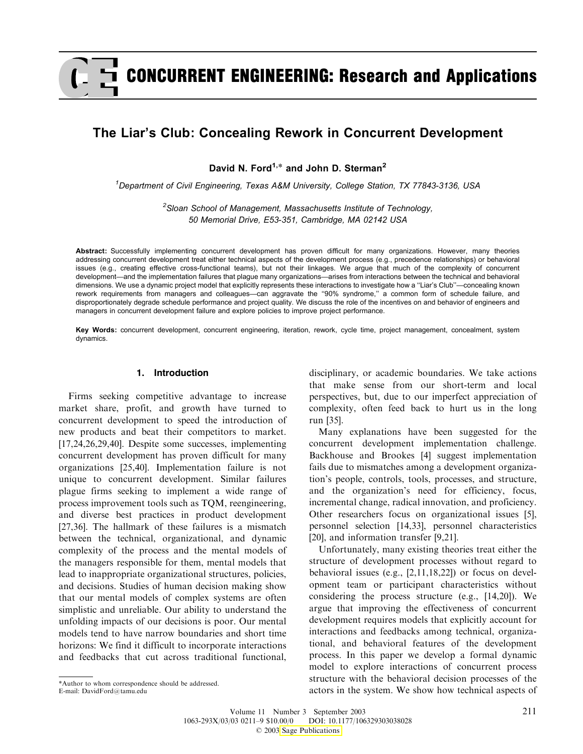# The Liar's Club: Concealing Rework in Concurrent Development

**David N. Ford[1,*] and John D. Sterman[2]**

[1] *Department of Civil Engineering, Texas A&M University, College Station, TX 77843-3136, USA*

[2] *Sloan School of Management, Massachusetts Institute of Technology, 50 Memorial Drive, E53-351, Cambridge, MA 02142 USA*

**Abstract:** Successfully implementing concurrent development has proven difficult for many organizations. However, many theories addressing concurrent development treat either technical aspects of the development process (e.g., precedence relationships) or behavioral issues (e.g., creating effective cross-functional teams), but not their linkages. We argue that much of the complexity of concurrent development—and the implementation failures that plague many organizations—arises from interactions between the technical and behavioral dimensions. We use a dynamic project model that explicitly represents these interactions to investigate how a ''Liar's Club''—concealing known rework requirements from managers and colleagues—can aggravate the ''90% syndrome,'' a common form of schedule failure, and disproportionately degrade schedule performance and project quality. We discuss the role of the incentives on and behavior of engineers and managers in concurrent development failure and explore policies to improve project performance.

**Key Words:** concurrent development, concurrent engineering, iteration, rework, cycle time, project management, concealment, system dynamics.

## 1. Introduction

Firms seeking competitive advantage to increase market share, profit, and growth have turned to concurrent development to speed the introduction of new products and beat their competitors to market. [17,24,26,29,40]. Despite some successes, implementing concurrent development has proven difficult for many organizations [25,40]. Implementation failure is not unique to concurrent development. Similar failures plague firms seeking to implement a wide range of process improvement tools such as TQM, reengineering, and diverse best practices in product development [27,36]. The hallmark of these failures is a mismatch between the technical, organizational, and dynamic complexity of the process and the mental models of the managers responsible for them, mental models that lead to inappropriate organizational structures, policies, and decisions. Studies of human decision making show that our mental models of complex systems are often simplistic and unreliable. Our ability to understand the unfolding impacts of our decisions is poor. Our mental models tend to have narrow boundaries and short time horizons: We find it difficult to incorporate interactions and feedbacks that cut across traditional functional, disciplinary, or academic boundaries. We take actions that make sense from our short-term and local perspectives, but, due to our imperfect appreciation of complexity, often feed back to hurt us in the long run [35].

Many explanations have been suggested for the concurrent development implementation challenge. Backhouse and Brookes [4] suggest implementation fails due to mismatches among a development organization's people, controls, tools, processes, and structure, and the organization's need for efficiency, focus, incremental change, radical innovation, and proficiency. Other researchers focus on organizational issues [5], personnel selection [14,33], personnel characteristics [20], and information transfer [9,21].

Unfortunately, many existing theories treat either the structure of development processes without regard to behavioral issues (e.g., [2,11,18,22]) or focus on development team or participant characteristics without considering the process structure (e.g., [14,20]). We argue that improving the effectiveness of concurrent development requires models that explicitly account for interactions and feedbacks among technical, organizational, and behavioral features of the development process. In this paper we develop a formal dynamic model to explore interactions of concurrent process structure with the behavioral decision processes of the actors in the system. We show how technical aspects of

*Author to whom correspondence should be addressed.
E-mail: DavidFord@tamu.edu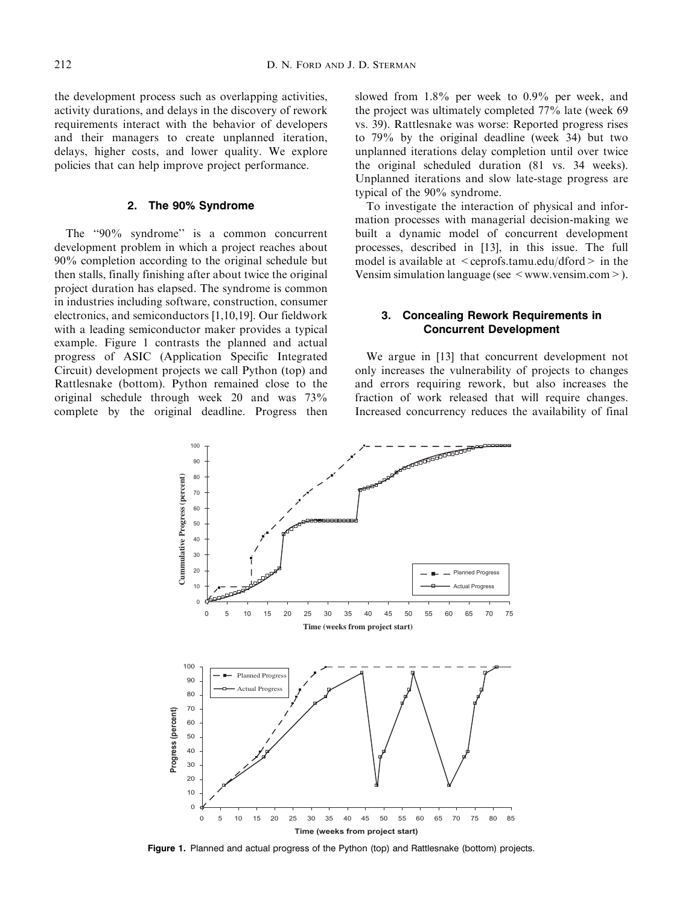the development process such as overlapping activities, activity durations, and delays in the discovery of rework requirements interact with the behavior of developers and their managers to create unplanned iteration, delays, higher costs, and lower quality. We explore policies that can help improve project performance.

## 2. The 90% Syndrome

The "90% syndrome" is a common concurrent development problem in which a project reaches about 90% completion according to the original schedule but then stalls, finally finishing after about twice the original project duration has elapsed. The syndrome is common in industries including software, construction, consumer electronics, and semiconductors [1,10,19]. Our fieldwork with a leading semiconductor maker provides a typical example. Figure 1 contrasts the planned and actual progress of ASIC (Application Specific Integrated Circuit) development projects we call Python (top) and Rattlesnake (bottom). Python remained close to the original schedule through week 20 and was 73% complete by the original deadline. Progress then slowed from 1.8% per week to 0.9% per week, and the project was ultimately completed 77% late (week 69 vs. 39). Rattlesnake was worse: Reported progress rises to 79% by the original deadline (week 34) but two unplanned iterations delay completion until over twice the original scheduled duration (81 vs. 34 weeks). Unplanned iterations and slow late-stage progress are typical of the 90% syndrome.

To investigate the interaction of physical and information processes with managerial decision-making we built a dynamic model of concurrent development processes, described in [13], in this issue. The full model is available at < ceprofs.tamu.edu/dford > in the Vensim simulation language (see < www.vensim.com >).

## 3. Concealing Rework Requirements in Concurrent Development

We argue in [13] that concurrent development not only increases the vulnerability of projects to changes and errors requiring rework, but also increases the fraction of work released that will require changes. Increased concurrency reduces the availability of final

**Figure 1.** Planned and actual progress of the Python (top) and Rattlesnake (bottom) projects.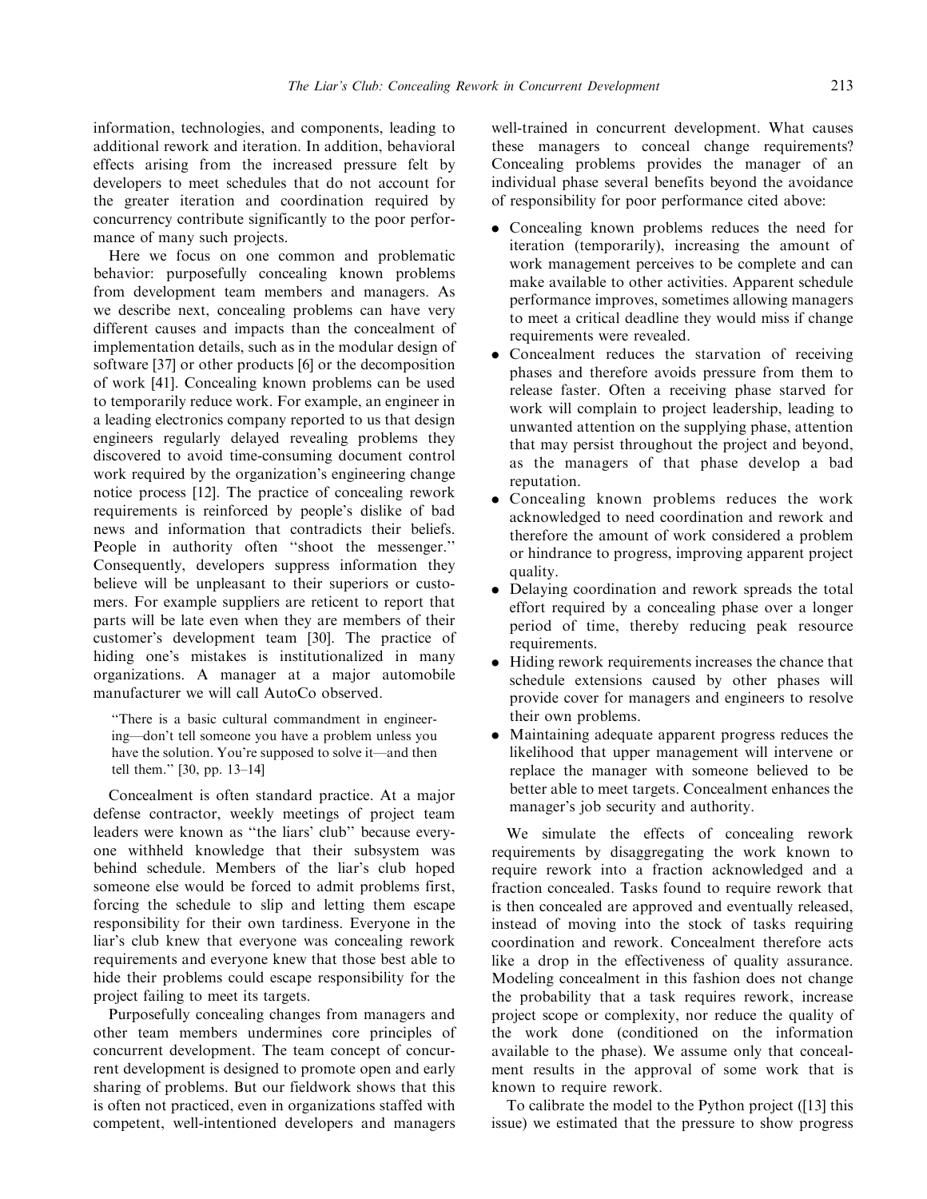information, technologies, and components, leading to additional rework and iteration. In addition, behavioral effects arising from the increased pressure felt by developers to meet schedules that do not account for the greater iteration and coordination required by concurrency contribute significantly to the poor performance of many such projects.

Here we focus on one common and problematic behavior: purposefully concealing known problems from development team members and managers. As we describe next, concealing problems can have very different causes and impacts than the concealment of implementation details, such as in the modular design of software [37] or other products [6] or the decomposition of work [41]. Concealing known problems can be used to temporarily reduce work. For example, an engineer in a leading electronics company reported to us that design engineers regularly delayed revealing problems they discovered to avoid time-consuming document control work required by the organization's engineering change notice process [12]. The practice of concealing rework requirements is reinforced by people's dislike of bad news and information that contradicts their beliefs. People in authority often "shoot the messenger." Consequently, developers suppress information they believe will be unpleasant to their superiors or customers. For example suppliers are reticent to report that parts will be late even when they are members of their customer's development team [30]. The practice of hiding one's mistakes is institutionalized in many organizations. A manager at a major automobile manufacturer we will call AutoCo observed.

> "There is a basic cultural commandment in engineering—don't tell someone you have a problem unless you have the solution. You're supposed to solve it—and then tell them." [30, pp. 13–14]

Concealment is often standard practice. At a major defense contractor, weekly meetings of project team leaders were known as "the liars' club" because everyone withheld knowledge that their subsystem was behind schedule. Members of the liar's club hoped someone else would be forced to admit problems first, forcing the schedule to slip and letting them escape responsibility for their own tardiness. Everyone in the liar's club knew that everyone was concealing rework requirements and everyone knew that those best able to hide their problems could escape responsibility for the project failing to meet its targets.

Purposefully concealing changes from managers and other team members undermines core principles of concurrent development. The team concept of concurrent development is designed to promote open and early sharing of problems. But our fieldwork shows that this is often not practiced, even in organizations staffed with competent, well-intentioned developers and managers well-trained in concurrent development. What causes these managers to conceal change requirements? Concealing problems provides the manager of an individual phase several benefits beyond the avoidance of responsibility for poor performance cited above:

- Concealing known problems reduces the need for iteration (temporarily), increasing the amount of work management perceives to be complete and can make available to other activities. Apparent schedule performance improves, sometimes allowing managers to meet a critical deadline they would miss if change requirements were revealed.
- Concealment reduces the starvation of receiving phases and therefore avoids pressure from them to release faster. Often a receiving phase starved for work will complain to project leadership, leading to unwanted attention on the supplying phase, attention that may persist throughout the project and beyond, as the managers of that phase develop a bad reputation.
- Concealing known problems reduces the work acknowledged to need coordination and rework and therefore the amount of work considered a problem or hindrance to progress, improving apparent project quality.
- Delaying coordination and rework spreads the total effort required by a concealing phase over a longer period of time, thereby reducing peak resource requirements.
- Hiding rework requirements increases the chance that schedule extensions caused by other phases will provide cover for managers and engineers to resolve their own problems.
- Maintaining adequate apparent progress reduces the likelihood that upper management will intervene or replace the manager with someone believed to be better able to meet targets. Concealment enhances the manager's job security and authority.

We simulate the effects of concealing rework requirements by disaggregating the work known to require rework into a fraction acknowledged and a fraction concealed. Tasks found to require rework that is then concealed are approved and eventually released, instead of moving into the stock of tasks requiring coordination and rework. Concealment therefore acts like a drop in the effectiveness of quality assurance. Modeling concealment in this fashion does not change the probability that a task requires rework, increase project scope or complexity, nor reduce the quality of the work done (conditioned on the information available to the phase). We assume only that concealment results in the approval of some work that is known to require rework.

To calibrate the model to the Python project ([13] this issue) we estimated that the pressure to show progress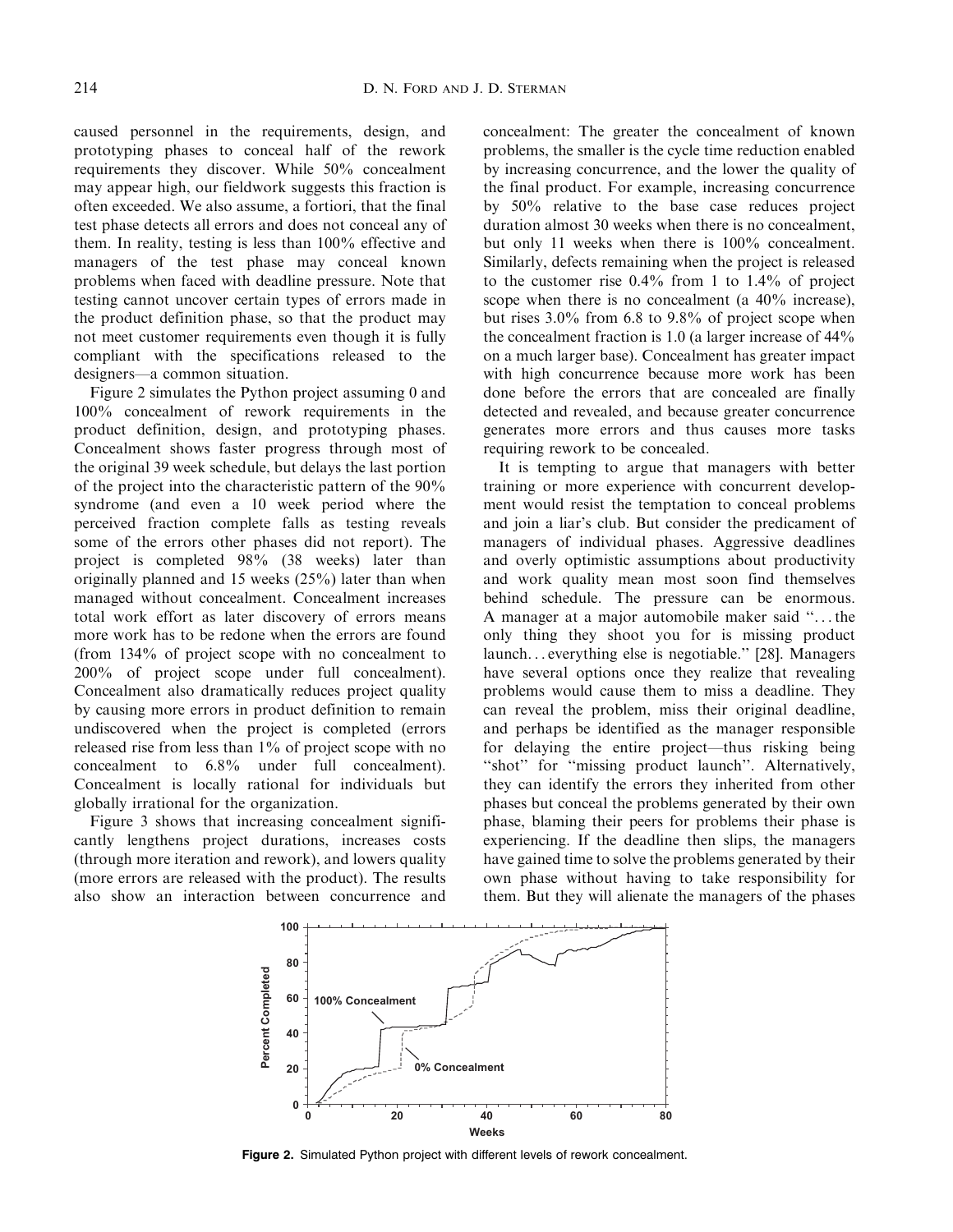caused personnel in the requirements, design, and prototyping phases to conceal half of the rework requirements they discover. While 50% concealment may appear high, our fieldwork suggests this fraction is often exceeded. We also assume, a fortiori, that the final test phase detects all errors and does not conceal any of them. In reality, testing is less than 100% effective and managers of the test phase may conceal known problems when faced with deadline pressure. Note that testing cannot uncover certain types of errors made in the product definition phase, so that the product may not meet customer requirements even though it is fully compliant with the specifications released to the designers—a common situation.

Figure 2 simulates the Python project assuming 0 and 100% concealment of rework requirements in the product definition, design, and prototyping phases. Concealment shows faster progress through most of the original 39 week schedule, but delays the last portion of the project into the characteristic pattern of the 90% syndrome (and even a 10 week period where the perceived fraction complete falls as testing reveals some of the errors other phases did not report). The project is completed 98% (38 weeks) later than originally planned and 15 weeks (25%) later than when managed without concealment. Concealment increases total work effort as later discovery of errors means more work has to be redone when the errors are found (from 134% of project scope with no concealment to 200% of project scope under full concealment). Concealment also dramatically reduces project quality by causing more errors in product definition to remain undiscovered when the project is completed (errors released rise from less than 1% of project scope with no concealment to 6.8% under full concealment). Concealment is locally rational for individuals but globally irrational for the organization.

Figure 3 shows that increasing concealment significantly lengthens project durations, increases costs (through more iteration and rework), and lowers quality (more errors are released with the product). The results also show an interaction between concurrence and concealment: The greater the concealment of known problems, the smaller is the cycle time reduction enabled by increasing concurrence, and the lower the quality of the final product. For example, increasing concurrence by 50% relative to the base case reduces project duration almost 30 weeks when there is no concealment, but only 11 weeks when there is 100% concealment. Similarly, defects remaining when the project is released to the customer rise 0.4% from 1 to 1.4% of project scope when there is no concealment (a 40% increase), but rises 3.0% from 6.8 to 9.8% of project scope when the concealment fraction is 1.0 (a larger increase of 44% on a much larger base). Concealment has greater impact with high concurrence because more work has been done before the errors that are concealed are finally detected and revealed, and because greater concurrence generates more errors and thus causes more tasks requiring rework to be concealed.

It is tempting to argue that managers with better training or more experience with concurrent development would resist the temptation to conceal problems and join a liar's club. But consider the predicament of managers of individual phases. Aggressive deadlines and overly optimistic assumptions about productivity and work quality mean most soon find themselves behind schedule. The pressure can be enormous. A manager at a major automobile maker said "... the only thing they shoot you for is missing product launch... everything else is negotiable." [28]. Managers have several options once they realize that revealing problems would cause them to miss a deadline. They can reveal the problem, miss their original deadline, and perhaps be identified as the manager responsible for delaying the entire project—thus risking being "shot" for "missing product launch". Alternatively, they can identify the errors they inherited from other phases but conceal the problems generated by their own phase, blaming their peers for problems their phase is experiencing. If the deadline then slips, the managers have gained time to solve the problems generated by their own phase without having to take responsibility for them. But they will alienate the managers of the phases

**Figure 2.** Simulated Python project with different levels of rework concealment.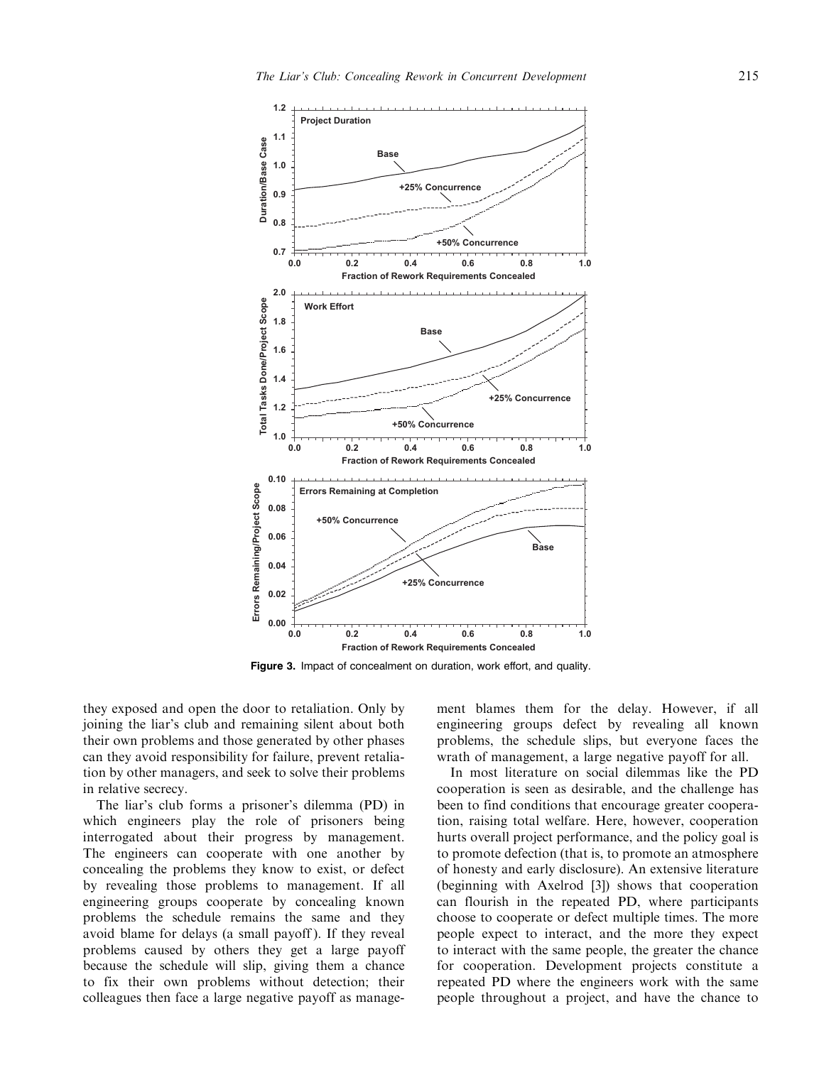Figure 3. Impact of concealment on duration, work effort, and quality.

they exposed and open the door to retaliation. Only by joining the liar's club and remaining silent about both their own problems and those generated by other phases can they avoid responsibility for failure, prevent retaliation by other managers, and seek to solve their problems in relative secrecy.

The liar's club forms a prisoner's dilemma (PD) in which engineers play the role of prisoners being interrogated about their progress by management. The engineers can cooperate with one another by concealing the problems they know to exist, or defect by revealing those problems to management. If all engineering groups cooperate by concealing known problems the schedule remains the same and they avoid blame for delays (a small payoff). If they reveal problems caused by others they get a large payoff because the schedule will slip, giving them a chance to fix their own problems without detection; their colleagues then face a large negative payoff as management blames them for the delay. However, if all engineering groups defect by revealing all known problems, the schedule slips, but everyone faces the wrath of management, a large negative payoff for all.

In most literature on social dilemmas like the PD cooperation is seen as desirable, and the challenge has been to find conditions that encourage greater cooperation, raising total welfare. Here, however, cooperation hurts overall project performance, and the policy goal is to promote defection (that is, to promote an atmosphere of honesty and early disclosure). An extensive literature (beginning with Axelrod [3]) shows that cooperation can flourish in the repeated PD, where participants choose to cooperate or defect multiple times. The more people expect to interact, and the more they expect to interact with the same people, the greater the chance for cooperation. Development projects constitute a repeated PD where the engineers work with the same people throughout a project, and have the chance to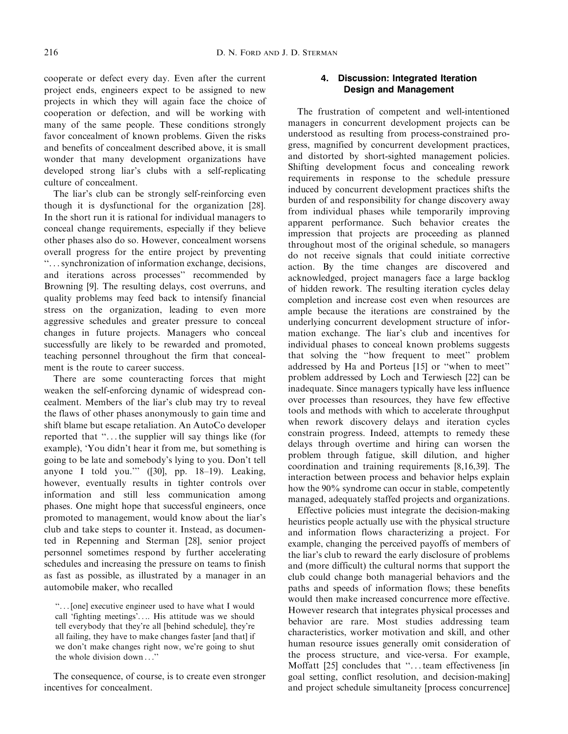cooperate or defect every day. Even after the current project ends, engineers expect to be assigned to new projects in which they will again face the choice of cooperation or defection, and will be working with many of the same people. These conditions strongly favor concealment of known problems. Given the risks and benefits of concealment described above, it is small wonder that many development organizations have developed strong liar's clubs with a self-replicating culture of concealment.

The liar's club can be strongly self-reinforcing even though it is dysfunctional for the organization [28]. In the short run it is rational for individual managers to conceal change requirements, especially if they believe other phases also do so. However, concealment worsens overall progress for the entire project by preventing "...synchronization of information exchange, decisions, and iterations across processes" recommended by Browning [9]. The resulting delays, cost overruns, and quality problems may feed back to intensify financial stress on the organization, leading to even more aggressive schedules and greater pressure to conceal changes in future projects. Managers who conceal successfully are likely to be rewarded and promoted, teaching personnel throughout the firm that concealment is the route to career success.

There are some counteracting forces that might weaken the self-enforcing dynamic of widespread concealment. Members of the liar's club may try to reveal the flaws of other phases anonymously to gain time and shift blame but escape retaliation. An AutoCo developer reported that "...the supplier will say things like (for example), 'You didn't hear it from me, but something is going to be late and somebody's lying to you. Don't tell anyone I told you.'" ([30], pp. 18–19). Leaking, however, eventually results in tighter controls over information and still less communication among phases. One might hope that successful engineers, once promoted to management, would know about the liar's club and take steps to counter it. Instead, as documented in Repenning and Sterman [28], senior project personnel sometimes respond by further accelerating schedules and increasing the pressure on teams to finish as fast as possible, as illustrated by a manager in an automobile maker, who recalled

> "...[one] executive engineer used to have what I would call 'fighting meetings'.... His attitude was we should tell everybody that they're all [behind schedule], they're all failing, they have to make changes faster [and that] if we don't make changes right now, we're going to shut the whole division down..."

The consequence, of course, is to create even stronger incentives for concealment.

## 4. Discussion: Integrated Iteration Design and Management

The frustration of competent and well-intentioned managers in concurrent development projects can be understood as resulting from process-constrained progress, magnified by concurrent development practices, and distorted by short-sighted management policies. Shifting development focus and concealing rework requirements in response to the schedule pressure induced by concurrent development practices shifts the burden of and responsibility for change discovery away from individual phases while temporarily improving apparent performance. Such behavior creates the impression that projects are proceeding as planned throughout most of the original schedule, so managers do not receive signals that could initiate corrective action. By the time changes are discovered and acknowledged, project managers face a large backlog of hidden rework. The resulting iteration cycles delay completion and increase cost even when resources are ample because the iterations are constrained by the underlying concurrent development structure of information exchange. The liar's club and incentives for individual phases to conceal known problems suggests that solving the "how frequent to meet" problem addressed by Ha and Porteus [15] or "when to meet" problem addressed by Loch and Terwiesch [22] can be inadequate. Since managers typically have less influence over processes than resources, they have few effective tools and methods with which to accelerate throughput when rework discovery delays and iteration cycles constrain progress. Indeed, attempts to remedy these delays through overtime and hiring can worsen the problem through fatigue, skill dilution, and higher coordination and training requirements [8,16,39]. The interaction between process and behavior helps explain how the 90% syndrome can occur in stable, competently managed, adequately staffed projects and organizations.

Effective policies must integrate the decision-making heuristics people actually use with the physical structure and information flows characterizing a project. For example, changing the perceived payoffs of members of the liar's club to reward the early disclosure of problems and (more difficult) the cultural norms that support the club could change both managerial behaviors and the paths and speeds of information flows; these benefits would then make increased concurrence more effective. However research that integrates physical processes and behavior are rare. Most studies addressing team characteristics, worker motivation and skill, and other human resource issues generally omit consideration of the process structure, and vice-versa. For example, Moffatt [25] concludes that "...team effectiveness [in goal setting, conflict resolution, and decision-making] and project schedule simultaneity [process concurrence]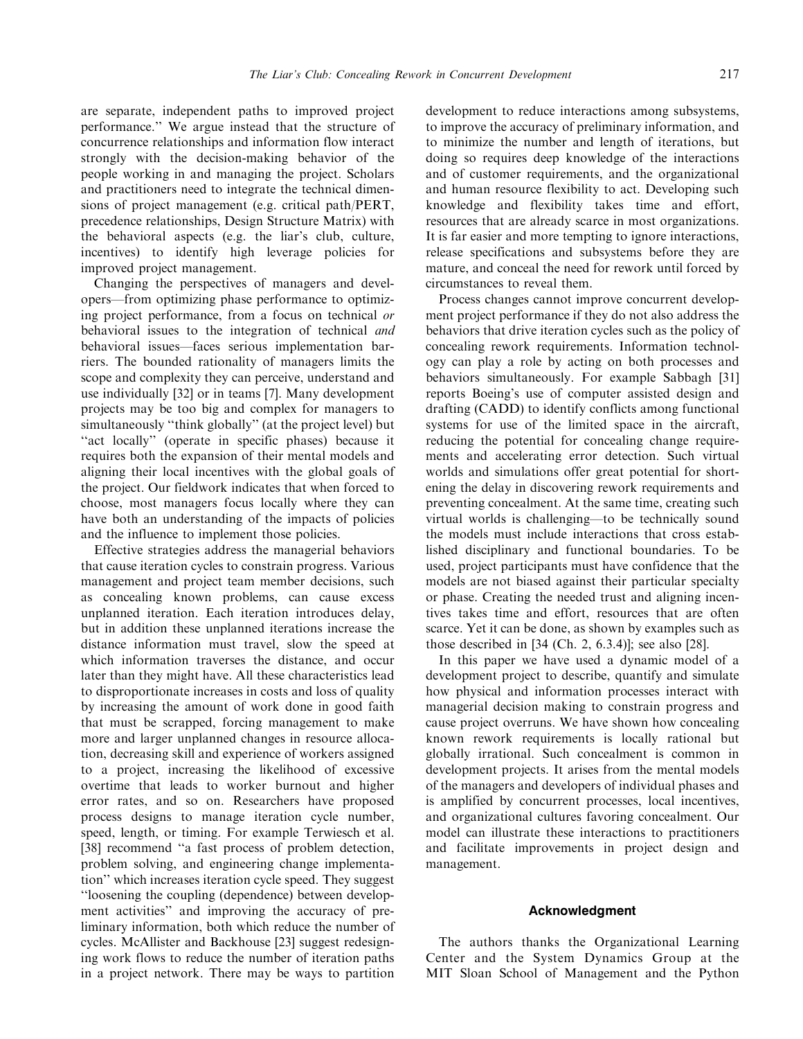are separate, independent paths to improved project performance." We argue instead that the structure of concurrence relationships and information flow interact strongly with the decision-making behavior of the people working in and managing the project. Scholars and practitioners need to integrate the technical dimensions of project management (e.g. critical path/PERT, precedence relationships, Design Structure Matrix) with the behavioral aspects (e.g. the liar's club, culture, incentives) to identify high leverage policies for improved project management.

Changing the perspectives of managers and developers—from optimizing phase performance to optimizing project performance, from a focus on technical *or* behavioral issues to the integration of technical *and* behavioral issues—faces serious implementation barriers. The bounded rationality of managers limits the scope and complexity they can perceive, understand and use individually [32] or in teams [7]. Many development projects may be too big and complex for managers to simultaneously "think globally" (at the project level) but "act locally" (operate in specific phases) because it requires both the expansion of their mental models and aligning their local incentives with the global goals of the project. Our fieldwork indicates that when forced to choose, most managers focus locally where they can have both an understanding of the impacts of policies and the influence to implement those policies.

Effective strategies address the managerial behaviors that cause iteration cycles to constrain progress. Various management and project team member decisions, such as concealing known problems, can cause excess unplanned iteration. Each iteration introduces delay, but in addition these unplanned iterations increase the distance information must travel, slow the speed at which information traverses the distance, and occur later than they might have. All these characteristics lead to disproportionate increases in costs and loss of quality by increasing the amount of work done in good faith that must be scrapped, forcing management to make more and larger unplanned changes in resource allocation, decreasing skill and experience of workers assigned to a project, increasing the likelihood of excessive overtime that leads to worker burnout and higher error rates, and so on. Researchers have proposed process designs to manage iteration cycle number, speed, length, or timing. For example Terwiesch et al. [38] recommend "a fast process of problem detection, problem solving, and engineering change implementation" which increases iteration cycle speed. They suggest "loosening the coupling (dependence) between development activities" and improving the accuracy of preliminary information, both which reduce the number of cycles. McAllister and Backhouse [23] suggest redesigning work flows to reduce the number of iteration paths in a project network. There may be ways to partition development to reduce interactions among subsystems, to improve the accuracy of preliminary information, and to minimize the number and length of iterations, but doing so requires deep knowledge of the interactions and of customer requirements, and the organizational and human resource flexibility to act. Developing such knowledge and flexibility takes time and effort, resources that are already scarce in most organizations. It is far easier and more tempting to ignore interactions, release specifications and subsystems before they are mature, and conceal the need for rework until forced by circumstances to reveal them.

Process changes cannot improve concurrent development project performance if they do not also address the behaviors that drive iteration cycles such as the policy of concealing rework requirements. Information technology can play a role by acting on both processes and behaviors simultaneously. For example Sabbagh [31] reports Boeing's use of computer assisted design and drafting (CADD) to identify conflicts among functional systems for use of the limited space in the aircraft, reducing the potential for concealing change requirements and accelerating error detection. Such virtual worlds and simulations offer great potential for shortening the delay in discovering rework requirements and preventing concealment. At the same time, creating such virtual worlds is challenging—to be technically sound the models must include interactions that cross established disciplinary and functional boundaries. To be used, project participants must have confidence that the models are not biased against their particular specialty or phase. Creating the needed trust and aligning incentives takes time and effort, resources that are often scarce. Yet it can be done, as shown by examples such as those described in [34 (Ch. 2, 6.3.4)]; see also [28].

In this paper we have used a dynamic model of a development project to describe, quantify and simulate how physical and information processes interact with managerial decision making to constrain progress and cause project overruns. We have shown how concealing known rework requirements is locally rational but globally irrational. Such concealment is common in development projects. It arises from the mental models of the managers and developers of individual phases and is amplified by concurrent processes, local incentives, and organizational cultures favoring concealment. Our model can illustrate these interactions to practitioners and facilitate improvements in project design and management.

## Acknowledgment

The authors thanks the Organizational Learning Center and the System Dynamics Group at the MIT Sloan School of Management and the Python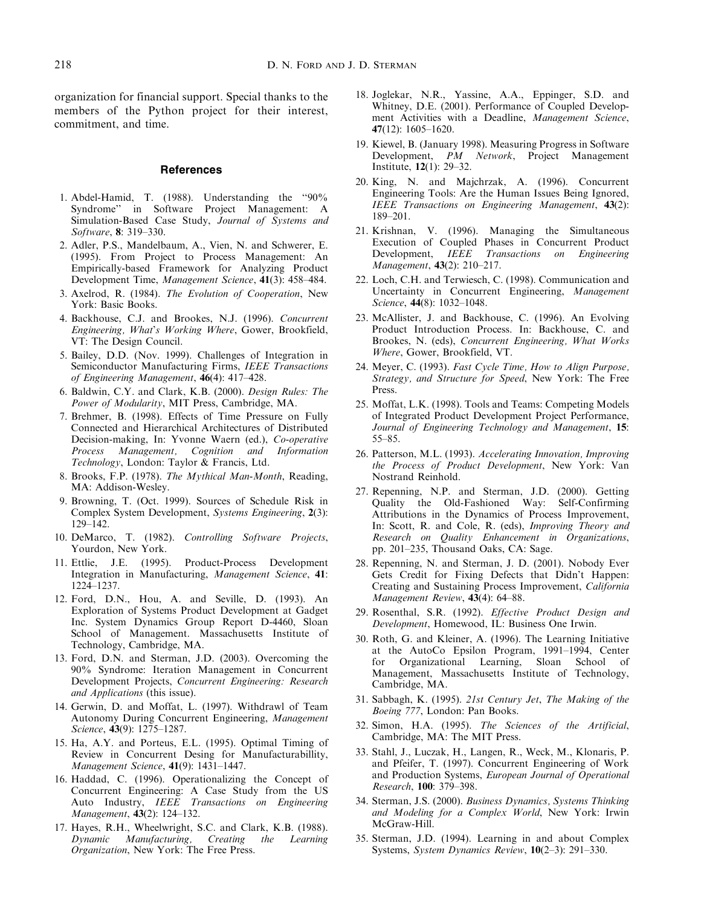organization for financial support. Special thanks to the members of the Python project for their interest, commitment, and time.

## References

1. Abdel-Hamid, T. (1988). Understanding the "90% Syndrome" in Software Project Management: A Simulation-Based Case Study, *Journal of Systems and Software*, **8**: 319–330.
2. Adler, P.S., Mandelbaum, A., Vien, N. and Schwerer, E. (1995). From Project to Process Management: An Empirically-based Framework for Analyzing Product Development Time, *Management Science*, **41**(3): 458–484.
3. Axelrod, R. (1984). *The Evolution of Cooperation*, New York: Basic Books.
4. Backhouse, C.J. and Brookes, N.J. (1996). *Concurrent Engineering, What's Working Where*, Gower, Brookfield, VT: The Design Council.
5. Bailey, D.D. (Nov. 1999). Challenges of Integration in Semiconductor Manufacturing Firms, *IEEE Transactions of Engineering Management*, **46**(4): 417–428.
6. Baldwin, C.Y. and Clark, K.B. (2000). *Design Rules: The Power of Modularity*, MIT Press, Cambridge, MA.
7. Brehmer, B. (1998). Effects of Time Pressure on Fully Connected and Hierarchical Architectures of Distributed Decision-making, In: Yvonne Waern (ed.), *Co-operative Process Management, Cognition and Information Technology*, London: Taylor & Francis, Ltd.
8. Brooks, F.P. (1978). *The Mythical Man-Month*, Reading, MA: Addison-Wesley.
9. Browning, T. (Oct. 1999). Sources of Schedule Risk in Complex System Development, *Systems Engineering*, **2**(3): 129–142.
10. DeMarco, T. (1982). *Controlling Software Projects*, Yourdon, New York.
11. Ettlie, J.E. (1995). Product-Process Development Integration in Manufacturing, *Management Science*, **41**: 1224–1237.
12. Ford, D.N., Hou, A. and Seville, D. (1993). An Exploration of Systems Product Development at Gadget Inc. System Dynamics Group Report D-4460, Sloan School of Management. Massachusetts Institute of Technology, Cambridge, MA.
13. Ford, D.N. and Sterman, J.D. (2003). Overcoming the 90% Syndrome: Iteration Management in Concurrent Development Projects, *Concurrent Engineering: Research and Applications* (this issue).
14. Gerwin, D. and Moffat, L. (1997). Withdrawl of Team Autonomy During Concurrent Engineering, *Management Science*, **43**(9): 1275–1287.
15. Ha, A.Y. and Porteus, E.L. (1995). Optimal Timing of Review in Concurrent Desing for Manufacturabillity, *Management Science*, **41**(9): 1431–1447.
16. Haddad, C. (1996). Operationalizing the Concept of Concurrent Engineering: A Case Study from the US Auto Industry, *IEEE Transactions on Engineering Management*, **43**(2): 124–132.
17. Hayes, R.H., Wheelwright, S.C. and Clark, K.B. (1988). *Dynamic Manufacturing, Creating the Learning Organization*, New York: The Free Press.
18. Joglekar, N.R., Yassine, A.A., Eppinger, S.D. and Whitney, D.E. (2001). Performance of Coupled Development Activities with a Deadline, *Management Science*, **47**(12): 1605–1620.
19. Kiewel, B. (January 1998). Measuring Progress in Software Development, *PM Network*, Project Management Institute, **12**(1): 29–32.
20. King, N. and Majchrzak, A. (1996). Concurrent Engineering Tools: Are the Human Issues Being Ignored, *IEEE Transactions on Engineering Management*, **43**(2): 189–201.
21. Krishnan, V. (1996). Managing the Simultaneous Execution of Coupled Phases in Concurrent Product Development, *IEEE Transactions on Engineering Management*, **43**(2): 210–217.
22. Loch, C.H. and Terwiesch, C. (1998). Communication and Uncertainty in Concurrent Engineering, *Management Science*, **44**(8): 1032–1048.
23. McAllister, J. and Backhouse, C. (1996). An Evolving Product Introduction Process. In: Backhouse, C. and Brookes, N. (eds), *Concurrent Engineering, What Works Where*, Gower, Brookfield, VT.
24. Meyer, C. (1993). *Fast Cycle Time, How to Align Purpose, Strategy, and Structure for Speed*, New York: The Free Press.
25. Moffat, L.K. (1998). Tools and Teams: Competing Models of Integrated Product Development Project Performance, *Journal of Engineering Technology and Management*, **15**: 55–85.
26. Patterson, M.L. (1993). *Accelerating Innovation, Improving the Process of Product Development*, New York: Van Nostrand Reinhold.
27. Repenning, N.P. and Sterman, J.D. (2000). Getting Quality the Old-Fashioned Way: Self-Confirming Attributions in the Dynamics of Process Improvement, In: Scott, R. and Cole, R. (eds), *Improving Theory and Research on Quality Enhancement in Organizations*, pp. 201–235, Thousand Oaks, CA: Sage.
28. Repenning, N. and Sterman, J. D. (2001). Nobody Ever Gets Credit for Fixing Defects that Didn't Happen: Creating and Sustaining Process Improvement, *California Management Review*, **43**(4): 64–88.
29. Rosenthal, S.R. (1992). *Effective Product Design and Development*, Homewood, IL: Business One Irwin.
30. Roth, G. and Kleiner, A. (1996). The Learning Initiative at the AutoCo Epsilon Program, 1991–1994, Center for Organizational Learning, Sloan School of Management, Massachusetts Institute of Technology, Cambridge, MA.
31. Sabbagh, K. (1995). *21st Century Jet, The Making of the Boeing 777*, London: Pan Books.
32. Simon, H.A. (1995). *The Sciences of the Artificial*, Cambridge, MA: The MIT Press.
33. Stahl, J., Luczak, H., Langen, R., Weck, M., Klonaris, P. and Pfeifer, T. (1997). Concurrent Engineering of Work and Production Systems, *European Journal of Operational Research*, **100**: 379–398.
34. Sterman, J.S. (2000). *Business Dynamics, Systems Thinking and Modeling for a Complex World*, New York: Irwin McGraw-Hill.
35. Sterman, J.D. (1994). Learning in and about Complex Systems, *System Dynamics Review*, **10**(2–3): 291–330.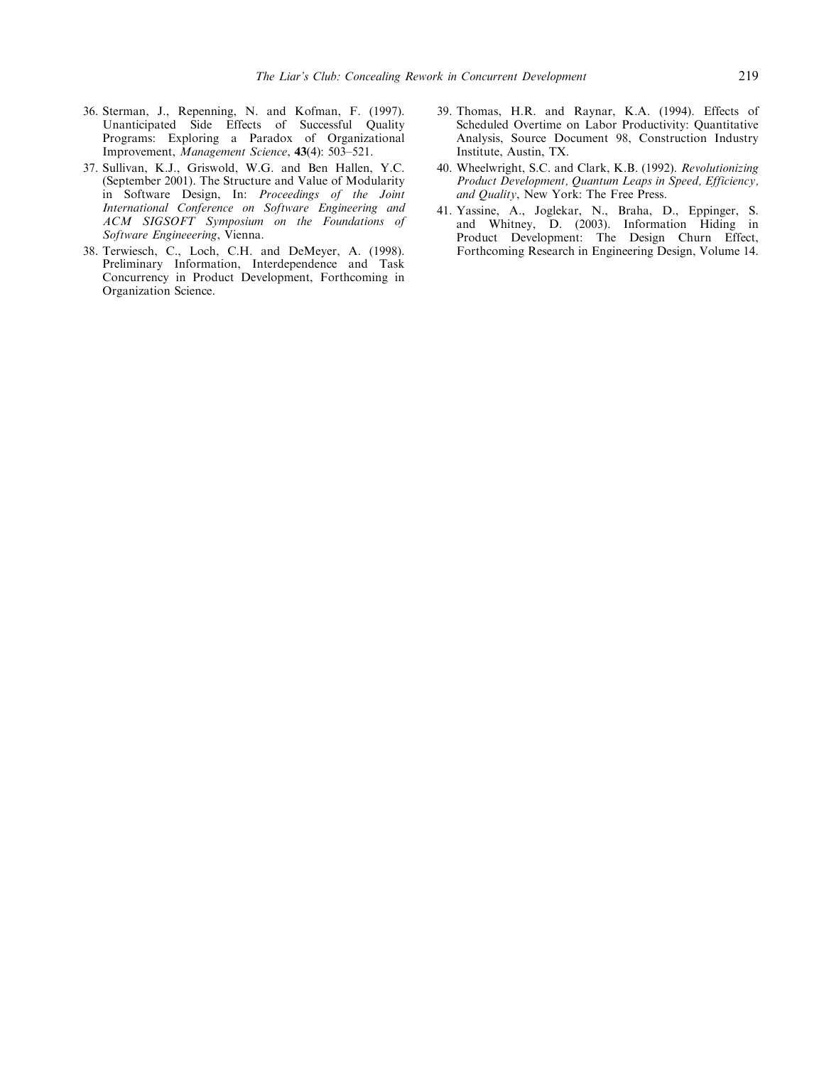36. Sterman, J., Repenning, N. and Kofman, F. (1997). Unanticipated Side Effects of Successful Quality Programs: Exploring a Paradox of Organizational Improvement, *Management Science*, **43**(4): 503–521.
37. Sullivan, K.J., Griswold, W.G. and Ben Hallen, Y.C. (September 2001). The Structure and Value of Modularity in Software Design, In: *Proceedings of the Joint International Conference on Software Engineering and ACM SIGSOFT Symposium on the Foundations of Software Engineeering*, Vienna.
38. Terwiesch, C., Loch, C.H. and DeMeyer, A. (1998). Preliminary Information, Interdependence and Task Concurrency in Product Development, Forthcoming in Organization Science.
39. Thomas, H.R. and Raynar, K.A. (1994). Effects of Scheduled Overtime on Labor Productivity: Quantitative Analysis, Source Document 98, Construction Industry Institute, Austin, TX.
40. Wheelwright, S.C. and Clark, K.B. (1992). *Revolutionizing Product Development, Quantum Leaps in Speed, Efficiency, and Quality*, New York: The Free Press.
41. Yassine, A., Joglekar, N., Braha, D., Eppinger, S. and Whitney, D. (2003). Information Hiding in Product Development: The Design Churn Effect, Forthcoming Research in Engineering Design, Volume 14.